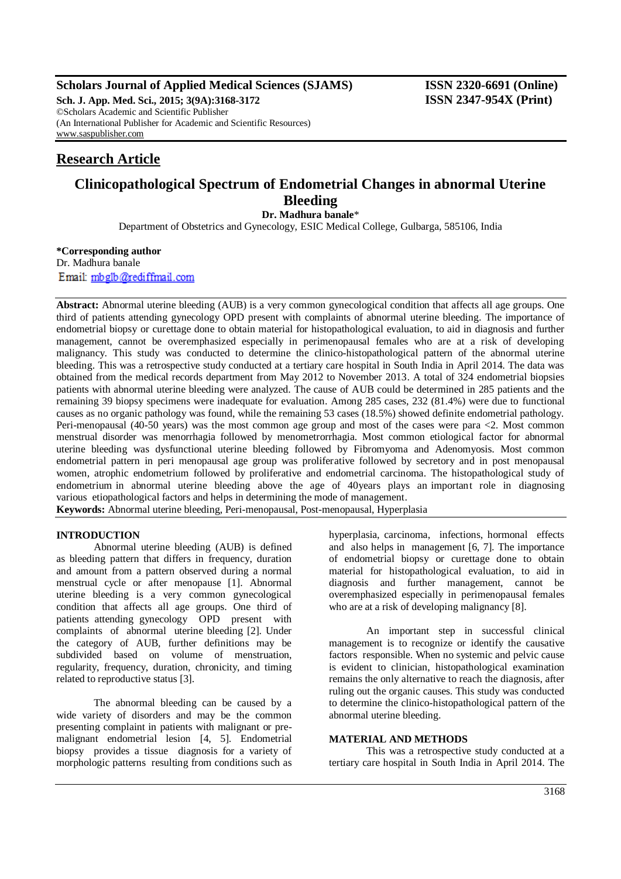**Scholars Journal of Applied Medical Sciences (SJAMS)**
**Sch. J. App. Med. Sci., 2015; 3(9A):3168-3172**
©Scholars Academic and Scientific Publisher
(An International Publisher for Academic and Scientific Resources)
www.saspublisher.com

**ISSN 2320-6691 (Online)**
**ISSN 2347-954X (Print)**

## Research Article

# Clinicopathological Spectrum of Endometrial Changes in abnormal Uterine Bleeding

**Dr. Madhura banale***

Department of Obstetrics and Gynecology, ESIC Medical College, Gulbarga, 585106, India

**\*Corresponding author**
Dr. Madhura banale
Email: mbglb@rediffmail.com

**Abstract:** Abnormal uterine bleeding (AUB) is a very common gynecological condition that affects all age groups. One third of patients attending gynecology OPD present with complaints of abnormal uterine bleeding. The importance of endometrial biopsy or curettage done to obtain material for histopathological evaluation, to aid in diagnosis and further management, cannot be overemphasized especially in perimenopausal females who are at a risk of developing malignancy. This study was conducted to determine the clinico-histopathological pattern of the abnormal uterine bleeding. This was a retrospective study conducted at a tertiary care hospital in South India in April 2014. The data was obtained from the medical records department from May 2012 to November 2013. A total of 324 endometrial biopsies patients with abnormal uterine bleeding were analyzed. The cause of AUB could be determined in 285 patients and the remaining 39 biopsy specimens were inadequate for evaluation. Among 285 cases, 232 (81.4%) were due to functional causes as no organic pathology was found, while the remaining 53 cases (18.5%) showed definite endometrial pathology. Peri-menopausal (40-50 years) was the most common age group and most of the cases were para <2. Most common menstrual disorder was menorrhagia followed by menometrorrhagia. Most common etiological factor for abnormal uterine bleeding was dysfunctional uterine bleeding followed by Fibromyoma and Adenomyosis. Most common endometrial pattern in peri menopausal age group was proliferative followed by secretory and in post menopausal women, atrophic endometrium followed by proliferative and endometrial carcinoma. The histopathological study of endometrium in abnormal uterine bleeding above the age of 40years plays an important role in diagnosing various etiopathological factors and helps in determining the mode of management.

**Keywords:** Abnormal uterine bleeding, Peri-menopausal, Post-menopausal, Hyperplasia

## INTRODUCTION

Abnormal uterine bleeding (AUB) is defined as bleeding pattern that differs in frequency, duration and amount from a pattern observed during a normal menstrual cycle or after menopause [1]. Abnormal uterine bleeding is a very common gynecological condition that affects all age groups. One third of patients attending gynecology OPD present with complaints of abnormal uterine bleeding [2]. Under the category of AUB, further definitions may be subdivided based on volume of menstruation, regularity, frequency, duration, chronicity, and timing related to reproductive status [3].

The abnormal bleeding can be caused by a wide variety of disorders and may be the common presenting complaint in patients with malignant or pre-malignant endometrial lesion [4, 5]. Endometrial biopsy provides a tissue diagnosis for a variety of morphologic patterns resulting from conditions such as hyperplasia, carcinoma, infections, hormonal effects and also helps in management [6, 7]. The importance of endometrial biopsy or curettage done to obtain material for histopathological evaluation, to aid in diagnosis and further management, cannot be overemphasized especially in perimenopausal females who are at a risk of developing malignancy [8].

An important step in successful clinical management is to recognize or identify the causative factors responsible. When no systemic and pelvic cause is evident to clinician, histopathological examination remains the only alternative to reach the diagnosis, after ruling out the organic causes. This study was conducted to determine the clinico-histopathological pattern of the abnormal uterine bleeding.

## MATERIAL AND METHODS

This was a retrospective study conducted at a tertiary care hospital in South India in April 2014. The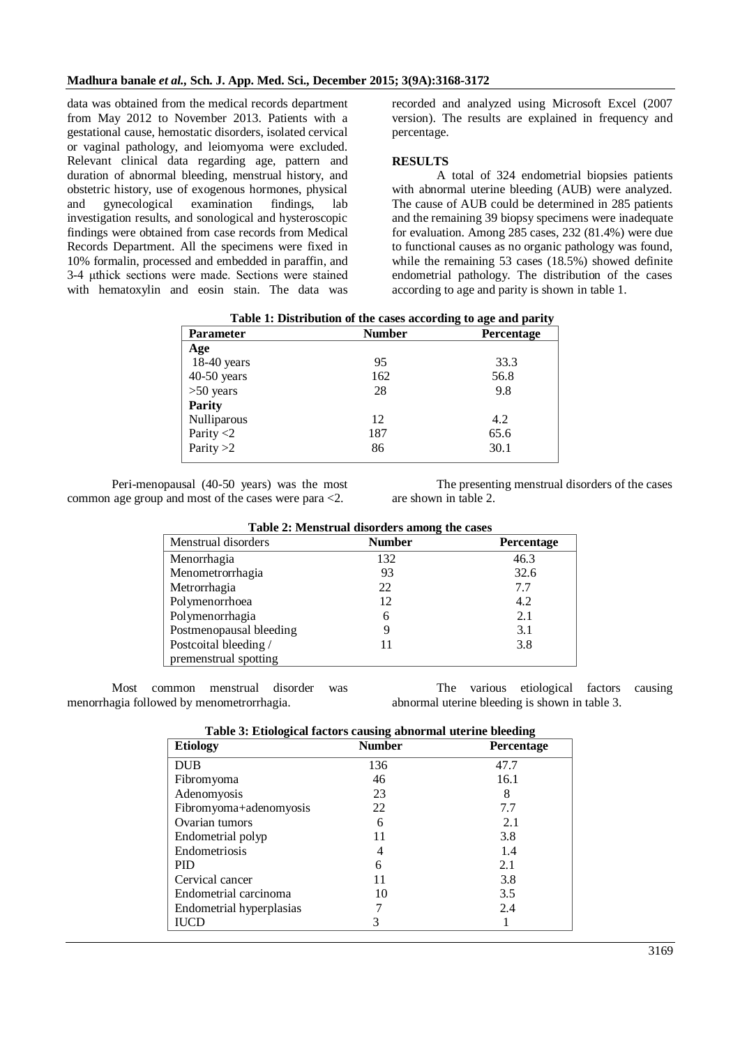data was obtained from the medical records department from May 2012 to November 2013. Patients with a gestational cause, hemostatic disorders, isolated cervical or vaginal pathology, and leiomyoma were excluded. Relevant clinical data regarding age, pattern and duration of abnormal bleeding, menstrual history, and obstetric history, use of exogenous hormones, physical and gynecological examination findings, lab investigation results, and sonological and hysteroscopic findings were obtained from case records from Medical Records Department. All the specimens were fixed in 10% formalin, processed and embedded in paraffin, and 3-4 μthick sections were made. Sections were stained with hematoxylin and eosin stain. The data was recorded and analyzed using Microsoft Excel (2007 version). The results are explained in frequency and percentage.

## RESULTS

A total of 324 endometrial biopsies patients with abnormal uterine bleeding (AUB) were analyzed. The cause of AUB could be determined in 285 patients and the remaining 39 biopsy specimens were inadequate for evaluation. Among 285 cases, 232 (81.4%) were due to functional causes as no organic pathology was found, while the remaining 53 cases (18.5%) showed definite endometrial pathology. The distribution of the cases according to age and parity is shown in table 1.

**Table 1: Distribution of the cases according to age and parity**

| Parameter | Number | Percentage |
|---|---|---|
| **Age** | | |
| 18-40 years | 95 | 33.3 |
| 40-50 years | 162 | 56.8 |
| >50 years | 28 | 9.8 |
| **Parity** | | |
| Nulliparous | 12 | 4.2 |
| Parity <2 | 187 | 65.6 |
| Parity >2 | 86 | 30.1 |

Peri-menopausal (40-50 years) was the most common age group and most of the cases were para <2.

The presenting menstrual disorders of the cases are shown in table 2.

**Table 2: Menstrual disorders among the cases**

| Menstrual disorders | Number | Percentage |
|---|---|---|
| Menorrhagia | 132 | 46.3 |
| Menometrorrhagia | 93 | 32.6 |
| Metrorrhagia | 22 | 7.7 |
| Polymenorrhoea | 12 | 4.2 |
| Polymenorrhagia | 6 | 2.1 |
| Postmenopausal bleeding | 9 | 3.1 |
| Postcoital bleeding / premenstrual spotting | 11 | 3.8 |

Most common menstrual disorder was menorrhagia followed by menometrorrhagia.

The various etiological factors causing abnormal uterine bleeding is shown in table 3.

**Table 3: Etiological factors causing abnormal uterine bleeding**

| Etiology | Number | Percentage |
|---|---|---|
| DUB | 136 | 47.7 |
| Fibromyoma | 46 | 16.1 |
| Adenomyosis | 23 | 8 |
| Fibromyoma+adenomyosis | 22 | 7.7 |
| Ovarian tumors | 6 | 2.1 |
| Endometrial polyp | 11 | 3.8 |
| Endometriosis | 4 | 1.4 |
| PID | 6 | 2.1 |
| Cervical cancer | 11 | 3.8 |
| Endometrial carcinoma | 10 | 3.5 |
| Endometrial hyperplasias | 7 | 2.4 |
| IUCD | 3 | 1 |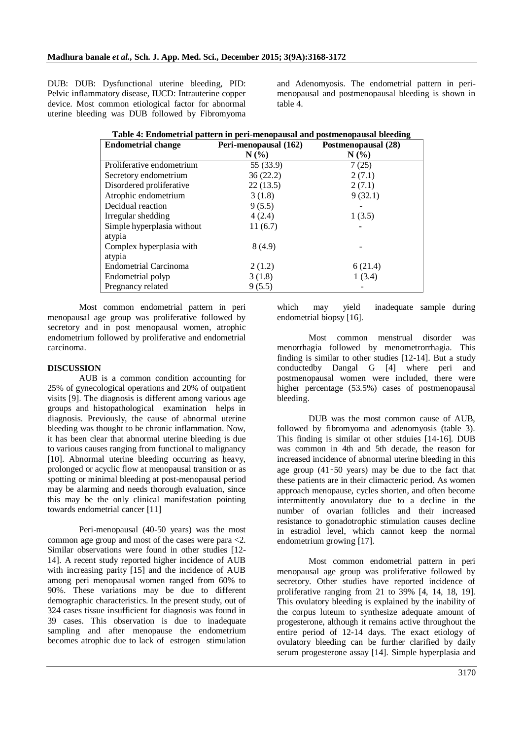DUB: DUB: Dysfunctional uterine bleeding, PID: Pelvic inflammatory disease, IUCD: Intrauterine copper device. Most common etiological factor for abnormal uterine bleeding was DUB followed by Fibromyoma and Adenomyosis. The endometrial pattern in peri-menopausal and postmenopausal bleeding is shown in table 4.

**Table 4: Endometrial pattern in peri-menopausal and postmenopausal bleeding**

| Endometrial change | Peri-menopausal (162) N (%) | Postmenopausal (28) N (%) |
|---|---|---|
| Proliferative endometrium | 55 (33.9) | 7 (25) |
| Secretory endometrium | 36 (22.2) | 2 (7.1) |
| Disordered proliferative | 22 (13.5) | 2 (7.1) |
| Atrophic endometrium | 3 (1.8) | 9 (32.1) |
| Decidual reaction | 9 (5.5) | - |
| Irregular shedding | 4 (2.4) | 1 (3.5) |
| Simple hyperplasia without atypia | 11 (6.7) | - |
| Complex hyperplasia with atypia | 8 (4.9) | - |
| Endometrial Carcinoma | 2 (1.2) | 6 (21.4) |
| Endometrial polyp | 3 (1.8) | 1 (3.4) |
| Pregnancy related | 9 (5.5) | - |

Most common endometrial pattern in peri menopausal age group was proliferative followed by secretory and in post menopausal women, atrophic endometrium followed by proliferative and endometrial carcinoma.

## DISCUSSION

AUB is a common condition accounting for 25% of gynecological operations and 20% of outpatient visits [9]. The diagnosis is different among various age groups and histopathological examination helps in diagnosis. Previously, the cause of abnormal uterine bleeding was thought to be chronic inflammation. Now, it has been clear that abnormal uterine bleeding is due to various causes ranging from functional to malignancy [10]. Abnormal uterine bleeding occurring as heavy, prolonged or acyclic flow at menopausal transition or as spotting or minimal bleeding at post-menopausal period may be alarming and needs thorough evaluation, since this may be the only clinical manifestation pointing towards endometrial cancer [11]

Peri-menopausal (40-50 years) was the most common age group and most of the cases were para <2. Similar observations were found in other studies [12-14]. A recent study reported higher incidence of AUB with increasing parity [15] and the incidence of AUB among peri menopausal women ranged from 60% to 90%. These variations may be due to different demographic characteristics. In the present study, out of 324 cases tissue insufficient for diagnosis was found in 39 cases. This observation is due to inadequate sampling and after menopause the endometrium becomes atrophic due to lack of estrogen stimulation which may yield inadequate sample during endometrial biopsy [16].

Most common menstrual disorder was menorrhagia followed by menometrorrhagia. This finding is similar to other studies [12-14]. But a study conductedby Dangal G [4] where peri and postmenopausal women were included, there were higher percentage (53.5%) cases of postmenopausal bleeding.

DUB was the most common cause of AUB, followed by fibromyoma and adenomyosis (table 3). This finding is similar ot other stduies [14-16]. DUB was common in 4th and 5th decade, the reason for increased incidence of abnormal uterine bleeding in this age group (41‑50 years) may be due to the fact that these patients are in their climacteric period. As women approach menopause, cycles shorten, and often become intermittently anovulatory due to a decline in the number of ovarian follicles and their increased resistance to gonadotrophic stimulation causes decline in estradiol level, which cannot keep the normal endometrium growing [17].

Most common endometrial pattern in peri menopausal age group was proliferative followed by secretory. Other studies have reported incidence of proliferative ranging from 21 to 39% [4, 14, 18, 19]. This ovulatory bleeding is explained by the inability of the corpus luteum to synthesize adequate amount of progesterone, although it remains active throughout the entire period of 12-14 days. The exact etiology of ovulatory bleeding can be further clarified by daily serum progesterone assay [14]. Simple hyperplasia and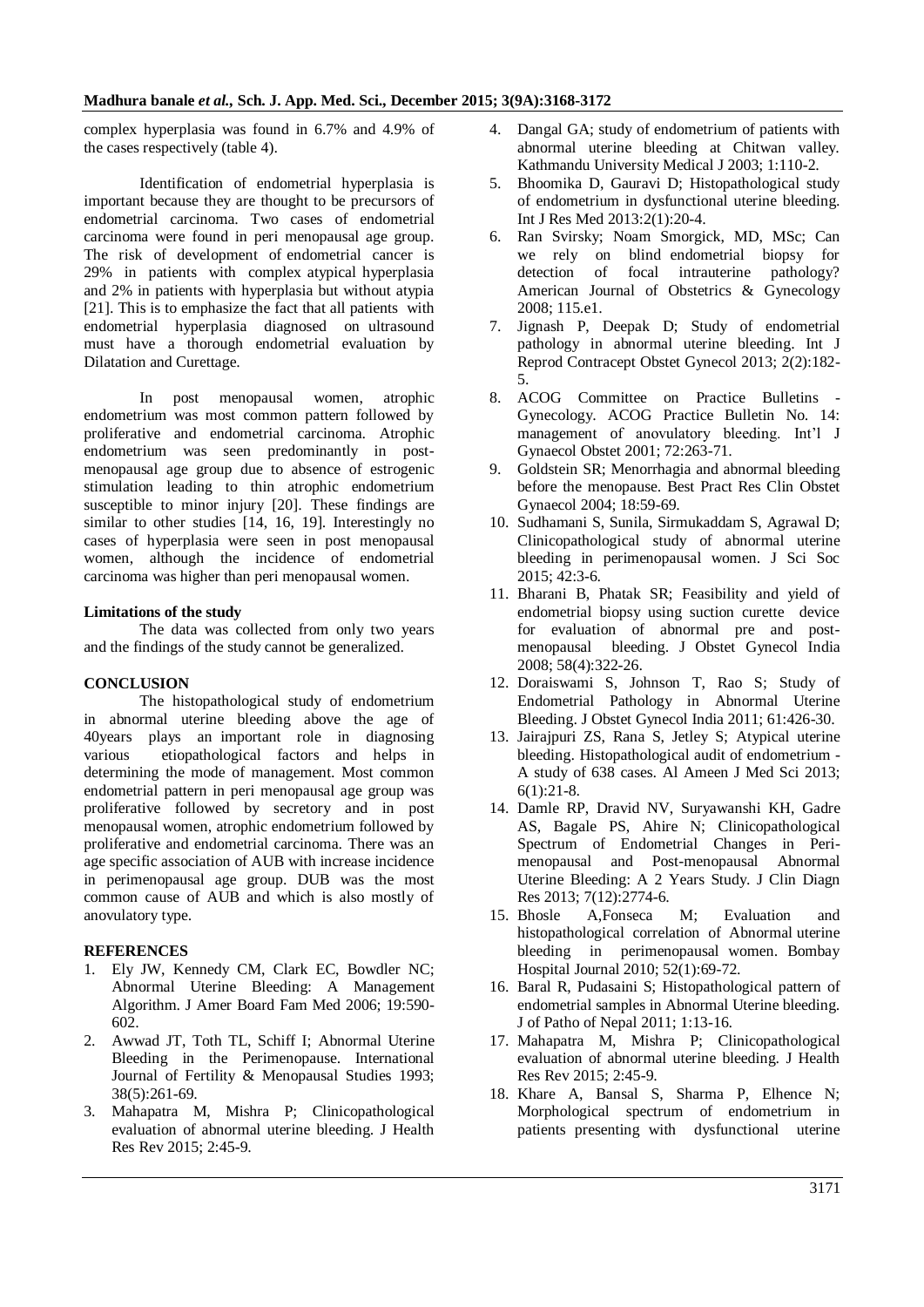complex hyperplasia was found in 6.7% and 4.9% of the cases respectively (table 4).

Identification of endometrial hyperplasia is important because they are thought to be precursors of endometrial carcinoma. Two cases of endometrial carcinoma were found in peri menopausal age group. The risk of development of endometrial cancer is 29% in patients with complex atypical hyperplasia and 2% in patients with hyperplasia but without atypia [21]. This is to emphasize the fact that all patients with endometrial hyperplasia diagnosed on ultrasound must have a thorough endometrial evaluation by Dilatation and Curettage.

In post menopausal women, atrophic endometrium was most common pattern followed by proliferative and endometrial carcinoma. Atrophic endometrium was seen predominantly in post-menopausal age group due to absence of estrogenic stimulation leading to thin atrophic endometrium susceptible to minor injury [20]. These findings are similar to other studies [14, 16, 19]. Interestingly no cases of hyperplasia were seen in post menopausal women, although the incidence of endometrial carcinoma was higher than peri menopausal women.

**Limitations of the study**

The data was collected from only two years and the findings of the study cannot be generalized.

## CONCLUSION

The histopathological study of endometrium in abnormal uterine bleeding above the age of 40years plays an important role in diagnosing various etiopathological factors and helps in determining the mode of management. Most common endometrial pattern in peri menopausal age group was proliferative followed by secretory and in post menopausal women, atrophic endometrium followed by proliferative and endometrial carcinoma. There was an age specific association of AUB with increase incidence in perimenopausal age group. DUB was the most common cause of AUB and which is also mostly of anovulatory type.

## REFERENCES

1. Ely JW, Kennedy CM, Clark EC, Bowdler NC; Abnormal Uterine Bleeding: A Management Algorithm. J Amer Board Fam Med 2006; 19:590-602.
2. Awwad JT, Toth TL, Schiff I; Abnormal Uterine Bleeding in the Perimenopause. International Journal of Fertility & Menopausal Studies 1993; 38(5):261-69.
3. Mahapatra M, Mishra P; Clinicopathological evaluation of abnormal uterine bleeding. J Health Res Rev 2015; 2:45-9.
4. Dangal GA; study of endometrium of patients with abnormal uterine bleeding at Chitwan valley. Kathmandu University Medical J 2003; 1:110-2.
5. Bhoomika D, Gauravi D; Histopathological study of endometrium in dysfunctional uterine bleeding. Int J Res Med 2013:2(1):20-4.
6. Ran Svirsky; Noam Smorgick, MD, MSc; Can we rely on blind endometrial biopsy for detection of focal intrauterine pathology? American Journal of Obstetrics & Gynecology 2008; 115.e1.
7. Jignash P, Deepak D; Study of endometrial pathology in abnormal uterine bleeding. Int J Reprod Contracept Obstet Gynecol 2013; 2(2):182-5.
8. ACOG Committee on Practice Bulletins - Gynecology. ACOG Practice Bulletin No. 14: management of anovulatory bleeding. Int'l J Gynaecol Obstet 2001; 72:263-71.
9. Goldstein SR; Menorrhagia and abnormal bleeding before the menopause. Best Pract Res Clin Obstet Gynaecol 2004; 18:59-69.
10. Sudhamani S, Sunila, Sirmukaddam S, Agrawal D; Clinicopathological study of abnormal uterine bleeding in perimenopausal women. J Sci Soc 2015; 42:3-6.
11. Bharani B, Phatak SR; Feasibility and yield of endometrial biopsy using suction curette device for evaluation of abnormal pre and post-menopausal bleeding. J Obstet Gynecol India 2008; 58(4):322-26.
12. Doraiswami S, Johnson T, Rao S; Study of Endometrial Pathology in Abnormal Uterine Bleeding. J Obstet Gynecol India 2011; 61:426-30.
13. Jairajpuri ZS, Rana S, Jetley S; Atypical uterine bleeding. Histopathological audit of endometrium - A study of 638 cases. Al Ameen J Med Sci 2013; 6(1):21-8.
14. Damle RP, Dravid NV, Suryawanshi KH, Gadre AS, Bagale PS, Ahire N; Clinicopathological Spectrum of Endometrial Changes in Peri-menopausal and Post-menopausal Abnormal Uterine Bleeding: A 2 Years Study. J Clin Diagn Res 2013; 7(12):2774-6.
15. Bhosle A,Fonseca M; Evaluation and histopathological correlation of Abnormal uterine bleeding in perimenopausal women. Bombay Hospital Journal 2010; 52(1):69-72.
16. Baral R, Pudasaini S; Histopathological pattern of endometrial samples in Abnormal Uterine bleeding. J of Patho of Nepal 2011; 1:13-16.
17. Mahapatra M, Mishra P; Clinicopathological evaluation of abnormal uterine bleeding. J Health Res Rev 2015; 2:45-9.
18. Khare A, Bansal S, Sharma P, Elhence N; Morphological spectrum of endometrium in patients presenting with dysfunctional uterine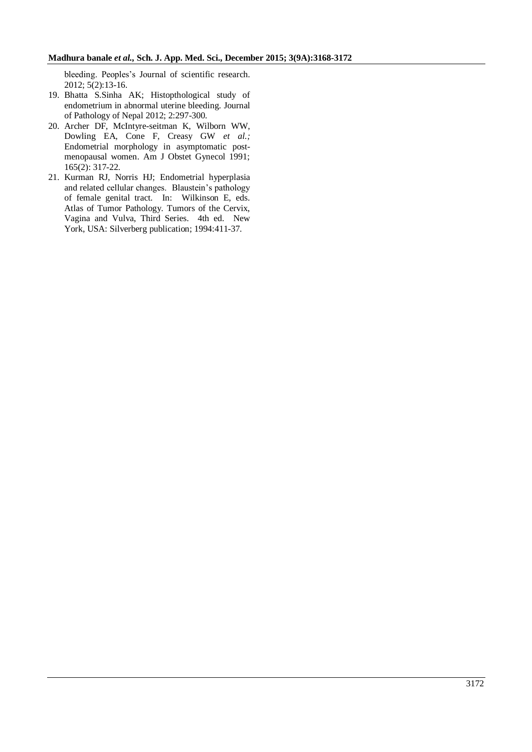bleeding. Peoples's Journal of scientific research. 2012; 5(2):13-16.

19. Bhatta S.Sinha AK; Histopthological study of endometrium in abnormal uterine bleeding. Journal of Pathology of Nepal 2012; 2:297-300.
20. Archer DF, McIntyre-seitman K, Wilborn WW, Dowling EA, Cone F, Creasy GW *et al.;* Endometrial morphology in asymptomatic post-menopausal women. Am J Obstet Gynecol 1991; 165(2): 317-22.
21. Kurman RJ, Norris HJ; Endometrial hyperplasia and related cellular changes. Blaustein's pathology of female genital tract. In: Wilkinson E, eds. Atlas of Tumor Pathology. Tumors of the Cervix, Vagina and Vulva, Third Series. 4th ed. New York, USA: Silverberg publication; 1994:411-37.